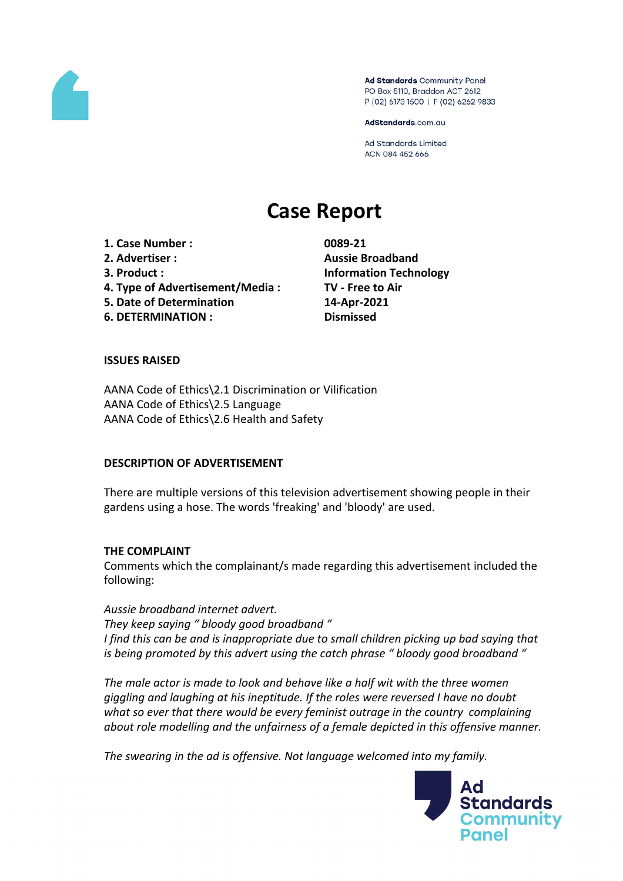Ad Standards Community Panel
PO Box 5110, Braddon ACT 2612
P (02) 6173 1500 | F (02) 6262 9833

AdStandards.com.au

Ad Standards Limited
ACN 084 452 666

# Case Report

| | |
|---|---|
| **1. Case Number :** | **0089-21** |
| **2. Advertiser :** | **Aussie Broadband** |
| **3. Product :** | **Information Technology** |
| **4. Type of Advertisement/Media :** | **TV - Free to Air** |
| **5. Date of Determination** | **14-Apr-2021** |
| **6. DETERMINATION :** | **Dismissed** |

## ISSUES RAISED

AANA Code of Ethics\2.1 Discrimination or Vilification
AANA Code of Ethics\2.5 Language
AANA Code of Ethics\2.6 Health and Safety

## DESCRIPTION OF ADVERTISEMENT

There are multiple versions of this television advertisement showing people in their gardens using a hose. The words 'freaking' and 'bloody' are used.

## THE COMPLAINT

Comments which the complainant/s made regarding this advertisement included the following:

*Aussie broadband internet advert.*
*They keep saying " bloody good broadband "*
*I find this can be and is inappropriate due to small children picking up bad saying that is being promoted by this advert using the catch phrase " bloody good broadband "*

*The male actor is made to look and behave like a half wit with the three women giggling and laughing at his ineptitude. If the roles were reversed I have no doubt what so ever that there would be every feminist outrage in the country complaining about role modelling and the unfairness of a female depicted in this offensive manner.*

*The swearing in the ad is offensive. Not language welcomed into my family.*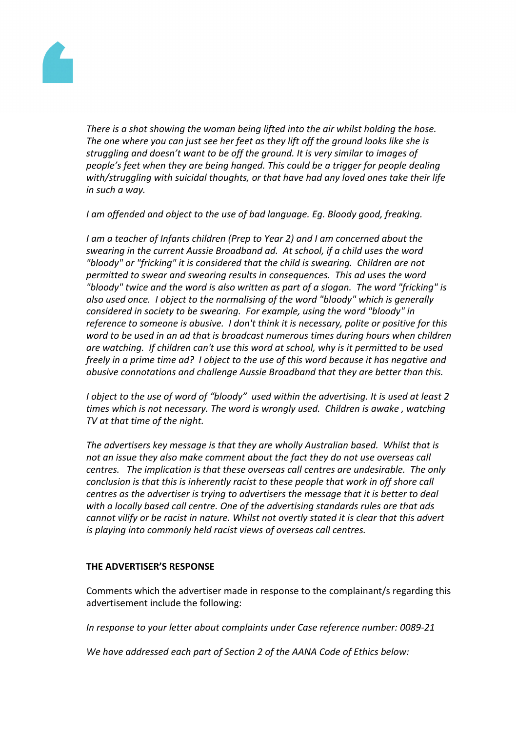*There is a shot showing the woman being lifted into the air whilst holding the hose. The one where you can just see her feet as they lift off the ground looks like she is struggling and doesn't want to be off the ground. It is very similar to images of people's feet when they are being hanged. This could be a trigger for people dealing with/struggling with suicidal thoughts, or that have had any loved ones take their life in such a way.*

*I am offended and object to the use of bad language. Eg. Bloody good, freaking.*

*I am a teacher of Infants children (Prep to Year 2) and I am concerned about the swearing in the current Aussie Broadband ad. At school, if a child uses the word "bloody" or "fricking" it is considered that the child is swearing. Children are not permitted to swear and swearing results in consequences. This ad uses the word "bloody" twice and the word is also written as part of a slogan. The word "fricking" is also used once. I object to the normalising of the word "bloody" which is generally considered in society to be swearing. For example, using the word "bloody" in reference to someone is abusive. I don't think it is necessary, polite or positive for this word to be used in an ad that is broadcast numerous times during hours when children are watching. If children can't use this word at school, why is it permitted to be used freely in a prime time ad? I object to the use of this word because it has negative and abusive connotations and challenge Aussie Broadband that they are better than this.*

*I object to the use of word of "bloody" used within the advertising. It is used at least 2 times which is not necessary. The word is wrongly used. Children is awake , watching TV at that time of the night.*

*The advertisers key message is that they are wholly Australian based. Whilst that is not an issue they also make comment about the fact they do not use overseas call centres. The implication is that these overseas call centres are undesirable. The only conclusion is that this is inherently racist to these people that work in off shore call centres as the advertiser is trying to advertisers the message that it is better to deal with a locally based call centre. One of the advertising standards rules are that ads cannot vilify or be racist in nature. Whilst not overtly stated it is clear that this advert is playing into commonly held racist views of overseas call centres.*

**THE ADVERTISER'S RESPONSE**

Comments which the advertiser made in response to the complainant/s regarding this advertisement include the following:

*In response to your letter about complaints under Case reference number: 0089-21*

*We have addressed each part of Section 2 of the AANA Code of Ethics below:*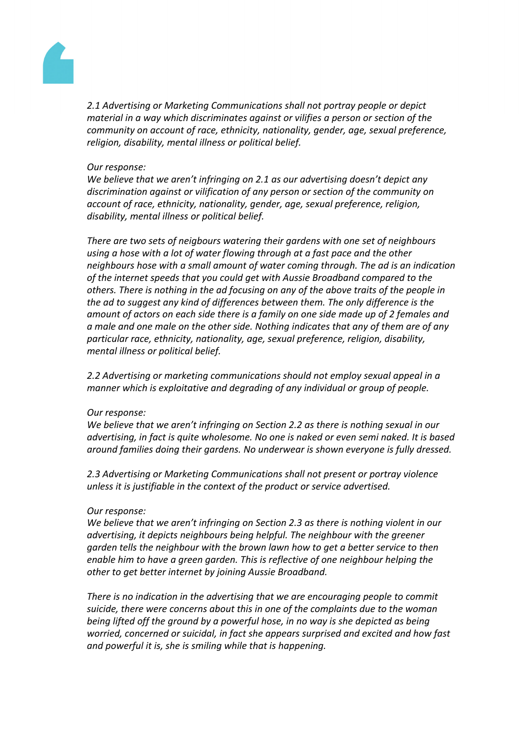*2.1 Advertising or Marketing Communications shall not portray people or depict material in a way which discriminates against or vilifies a person or section of the community on account of race, ethnicity, nationality, gender, age, sexual preference, religion, disability, mental illness or political belief.*

*Our response:*
*We believe that we aren't infringing on 2.1 as our advertising doesn't depict any discrimination against or vilification of any person or section of the community on account of race, ethnicity, nationality, gender, age, sexual preference, religion, disability, mental illness or political belief.*

*There are two sets of neigbours watering their gardens with one set of neighbours using a hose with a lot of water flowing through at a fast pace and the other neighbours hose with a small amount of water coming through. The ad is an indication of the internet speeds that you could get with Aussie Broadband compared to the others. There is nothing in the ad focusing on any of the above traits of the people in the ad to suggest any kind of differences between them. The only difference is the amount of actors on each side there is a family on one side made up of 2 females and a male and one male on the other side. Nothing indicates that any of them are of any particular race, ethnicity, nationality, age, sexual preference, religion, disability, mental illness or political belief.*

*2.2 Advertising or marketing communications should not employ sexual appeal in a manner which is exploitative and degrading of any individual or group of people.*

*Our response:*
*We believe that we aren't infringing on Section 2.2 as there is nothing sexual in our advertising, in fact is quite wholesome. No one is naked or even semi naked. It is based around families doing their gardens. No underwear is shown everyone is fully dressed.*

*2.3 Advertising or Marketing Communications shall not present or portray violence unless it is justifiable in the context of the product or service advertised.*

*Our response:*
*We believe that we aren't infringing on Section 2.3 as there is nothing violent in our advertising, it depicts neighbours being helpful. The neighbour with the greener garden tells the neighbour with the brown lawn how to get a better service to then enable him to have a green garden. This is reflective of one neighbour helping the other to get better internet by joining Aussie Broadband.*

*There is no indication in the advertising that we are encouraging people to commit suicide, there were concerns about this in one of the complaints due to the woman being lifted off the ground by a powerful hose, in no way is she depicted as being worried, concerned or suicidal, in fact she appears surprised and excited and how fast and powerful it is, she is smiling while that is happening.*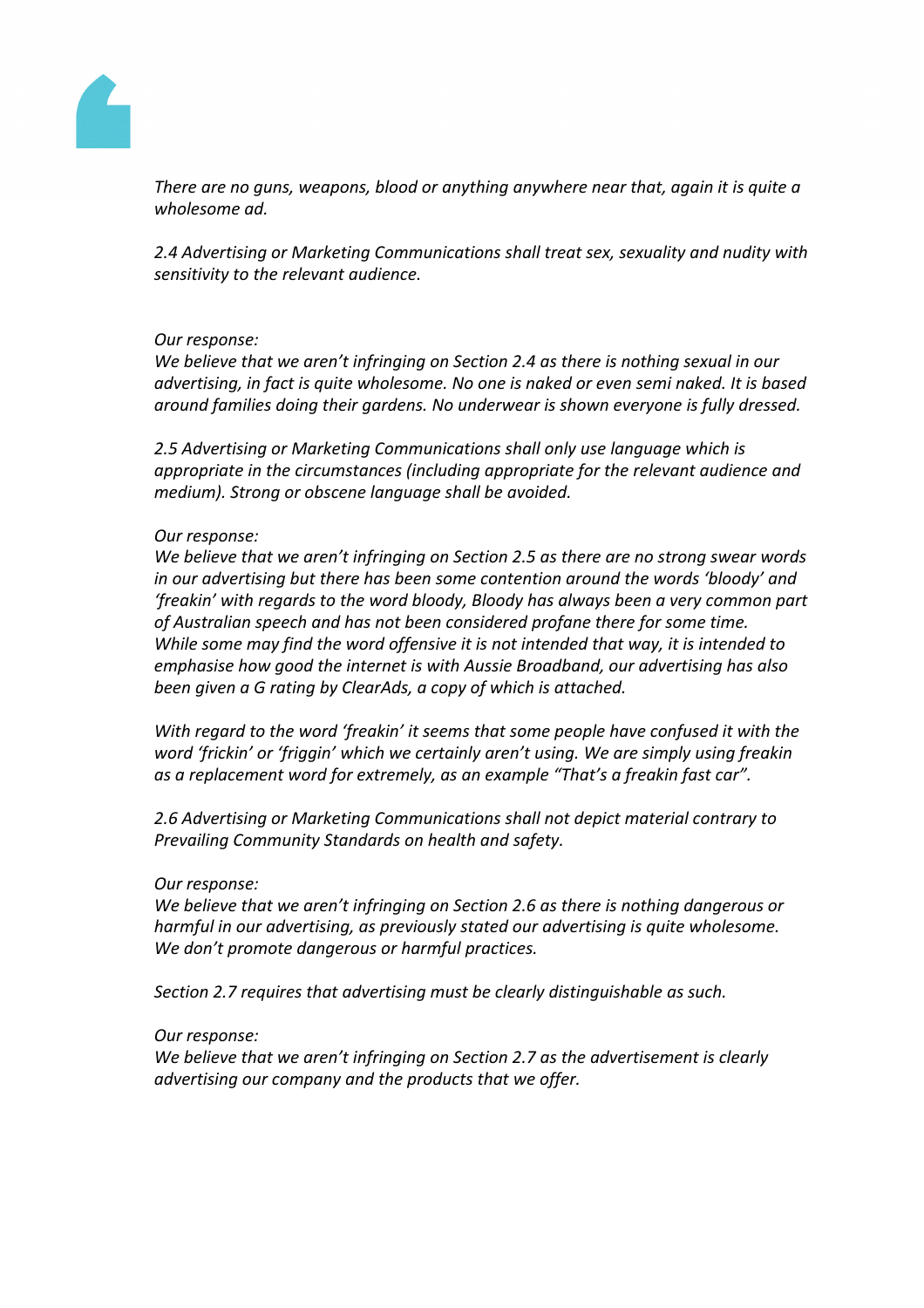*There are no guns, weapons, blood or anything anywhere near that, again it is quite a wholesome ad.*

*2.4 Advertising or Marketing Communications shall treat sex, sexuality and nudity with sensitivity to the relevant audience.*

*Our response:*
*We believe that we aren't infringing on Section 2.4 as there is nothing sexual in our advertising, in fact is quite wholesome. No one is naked or even semi naked. It is based around families doing their gardens. No underwear is shown everyone is fully dressed.*

*2.5 Advertising or Marketing Communications shall only use language which is appropriate in the circumstances (including appropriate for the relevant audience and medium). Strong or obscene language shall be avoided.*

*Our response:*
*We believe that we aren't infringing on Section 2.5 as there are no strong swear words in our advertising but there has been some contention around the words 'bloody' and 'freakin' with regards to the word bloody, Bloody has always been a very common part of Australian speech and has not been considered profane there for some time. While some may find the word offensive it is not intended that way, it is intended to emphasise how good the internet is with Aussie Broadband, our advertising has also been given a G rating by ClearAds, a copy of which is attached.*

*With regard to the word 'freakin' it seems that some people have confused it with the word 'frickin' or 'friggin' which we certainly aren't using. We are simply using freakin as a replacement word for extremely, as an example "That's a freakin fast car".*

*2.6 Advertising or Marketing Communications shall not depict material contrary to Prevailing Community Standards on health and safety.*

*Our response:*
*We believe that we aren't infringing on Section 2.6 as there is nothing dangerous or harmful in our advertising, as previously stated our advertising is quite wholesome. We don't promote dangerous or harmful practices.*

*Section 2.7 requires that advertising must be clearly distinguishable as such.*

*Our response:*
*We believe that we aren't infringing on Section 2.7 as the advertisement is clearly advertising our company and the products that we offer.*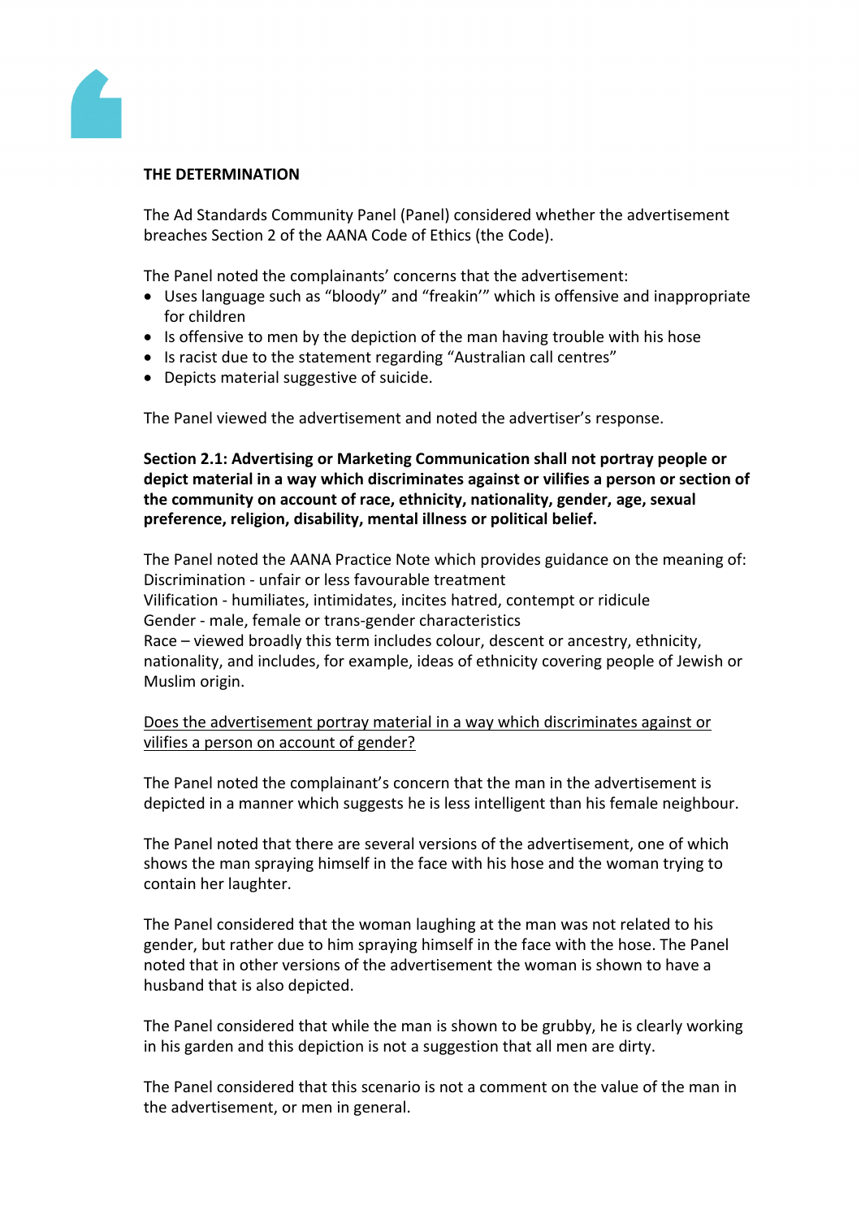**THE DETERMINATION**

The Ad Standards Community Panel (Panel) considered whether the advertisement breaches Section 2 of the AANA Code of Ethics (the Code).

The Panel noted the complainants' concerns that the advertisement:

- Uses language such as "bloody" and "freakin'" which is offensive and inappropriate for children
- Is offensive to men by the depiction of the man having trouble with his hose
- Is racist due to the statement regarding "Australian call centres"
- Depicts material suggestive of suicide.

The Panel viewed the advertisement and noted the advertiser's response.

**Section 2.1: Advertising or Marketing Communication shall not portray people or depict material in a way which discriminates against or vilifies a person or section of the community on account of race, ethnicity, nationality, gender, age, sexual preference, religion, disability, mental illness or political belief.**

The Panel noted the AANA Practice Note which provides guidance on the meaning of:
Discrimination - unfair or less favourable treatment
Vilification - humiliates, intimidates, incites hatred, contempt or ridicule
Gender - male, female or trans-gender characteristics
Race – viewed broadly this term includes colour, descent or ancestry, ethnicity, nationality, and includes, for example, ideas of ethnicity covering people of Jewish or Muslim origin.

<u>Does the advertisement portray material in a way which discriminates against or vilifies a person on account of gender?</u>

The Panel noted the complainant's concern that the man in the advertisement is depicted in a manner which suggests he is less intelligent than his female neighbour.

The Panel noted that there are several versions of the advertisement, one of which shows the man spraying himself in the face with his hose and the woman trying to contain her laughter.

The Panel considered that the woman laughing at the man was not related to his gender, but rather due to him spraying himself in the face with the hose. The Panel noted that in other versions of the advertisement the woman is shown to have a husband that is also depicted.

The Panel considered that while the man is shown to be grubby, he is clearly working in his garden and this depiction is not a suggestion that all men are dirty.

The Panel considered that this scenario is not a comment on the value of the man in the advertisement, or men in general.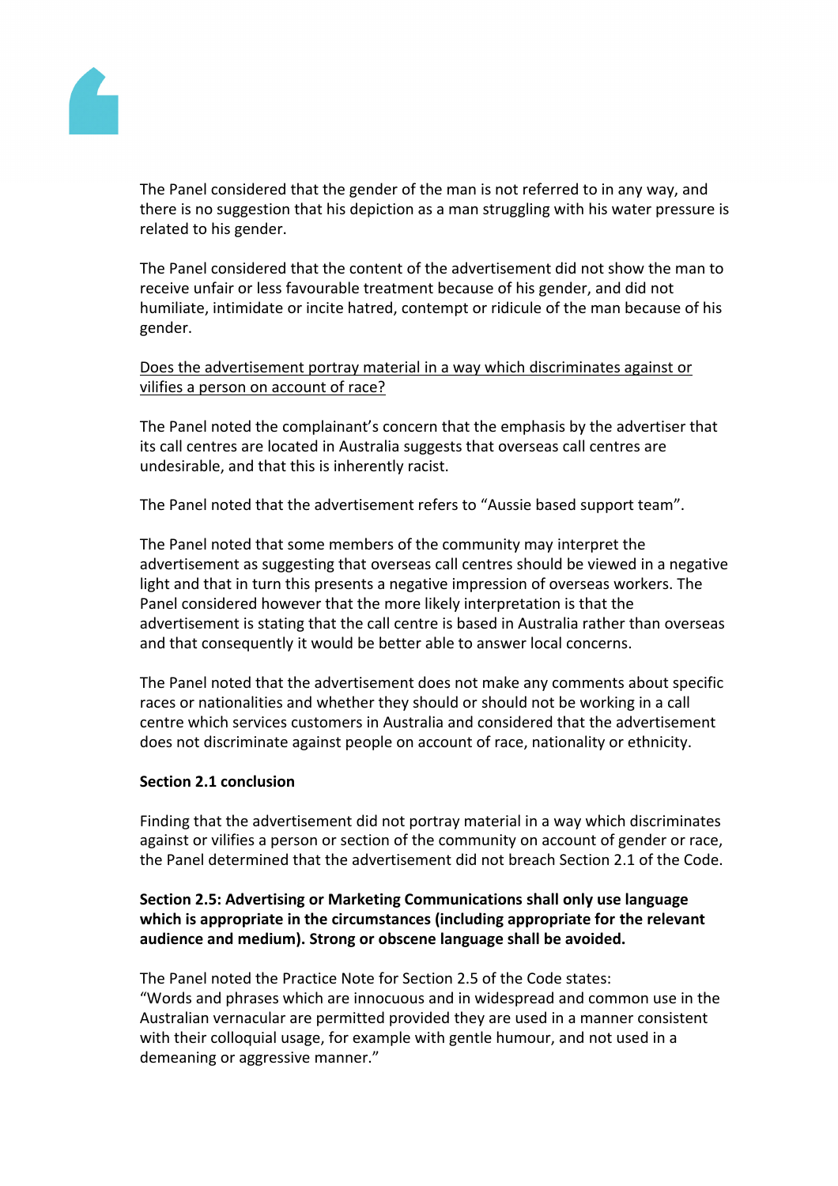The Panel considered that the gender of the man is not referred to in any way, and there is no suggestion that his depiction as a man struggling with his water pressure is related to his gender.

The Panel considered that the content of the advertisement did not show the man to receive unfair or less favourable treatment because of his gender, and did not humiliate, intimidate or incite hatred, contempt or ridicule of the man because of his gender.

<u>Does the advertisement portray material in a way which discriminates against or vilifies a person on account of race?</u>

The Panel noted the complainant's concern that the emphasis by the advertiser that its call centres are located in Australia suggests that overseas call centres are undesirable, and that this is inherently racist.

The Panel noted that the advertisement refers to "Aussie based support team".

The Panel noted that some members of the community may interpret the advertisement as suggesting that overseas call centres should be viewed in a negative light and that in turn this presents a negative impression of overseas workers. The Panel considered however that the more likely interpretation is that the advertisement is stating that the call centre is based in Australia rather than overseas and that consequently it would be better able to answer local concerns.

The Panel noted that the advertisement does not make any comments about specific races or nationalities and whether they should or should not be working in a call centre which services customers in Australia and considered that the advertisement does not discriminate against people on account of race, nationality or ethnicity.

**Section 2.1 conclusion**

Finding that the advertisement did not portray material in a way which discriminates against or vilifies a person or section of the community on account of gender or race, the Panel determined that the advertisement did not breach Section 2.1 of the Code.

**Section 2.5: Advertising or Marketing Communications shall only use language which is appropriate in the circumstances (including appropriate for the relevant audience and medium). Strong or obscene language shall be avoided.**

The Panel noted the Practice Note for Section 2.5 of the Code states:
"Words and phrases which are innocuous and in widespread and common use in the Australian vernacular are permitted provided they are used in a manner consistent with their colloquial usage, for example with gentle humour, and not used in a demeaning or aggressive manner."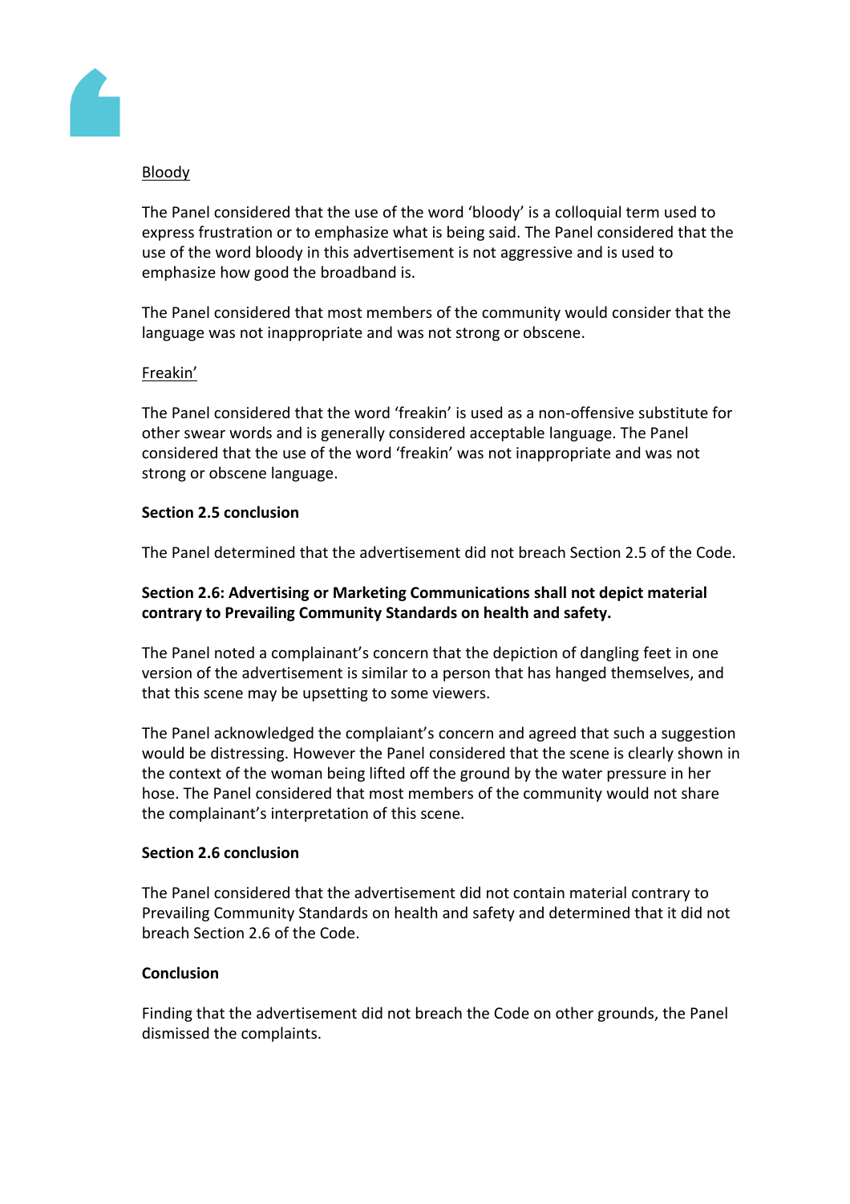Bloody

The Panel considered that the use of the word ‘bloody’ is a colloquial term used to express frustration or to emphasize what is being said. The Panel considered that the use of the word bloody in this advertisement is not aggressive and is used to emphasize how good the broadband is.

The Panel considered that most members of the community would consider that the language was not inappropriate and was not strong or obscene.

Freakin’

The Panel considered that the word ‘freakin’ is used as a non-offensive substitute for other swear words and is generally considered acceptable language. The Panel considered that the use of the word ‘freakin’ was not inappropriate and was not strong or obscene language.

**Section 2.5 conclusion**

The Panel determined that the advertisement did not breach Section 2.5 of the Code.

**Section 2.6: Advertising or Marketing Communications shall not depict material contrary to Prevailing Community Standards on health and safety.**

The Panel noted a complainant’s concern that the depiction of dangling feet in one version of the advertisement is similar to a person that has hanged themselves, and that this scene may be upsetting to some viewers.

The Panel acknowledged the complaiant’s concern and agreed that such a suggestion would be distressing. However the Panel considered that the scene is clearly shown in the context of the woman being lifted off the ground by the water pressure in her hose. The Panel considered that most members of the community would not share the complainant’s interpretation of this scene.

**Section 2.6 conclusion**

The Panel considered that the advertisement did not contain material contrary to Prevailing Community Standards on health and safety and determined that it did not breach Section 2.6 of the Code.

**Conclusion**

Finding that the advertisement did not breach the Code on other grounds, the Panel dismissed the complaints.